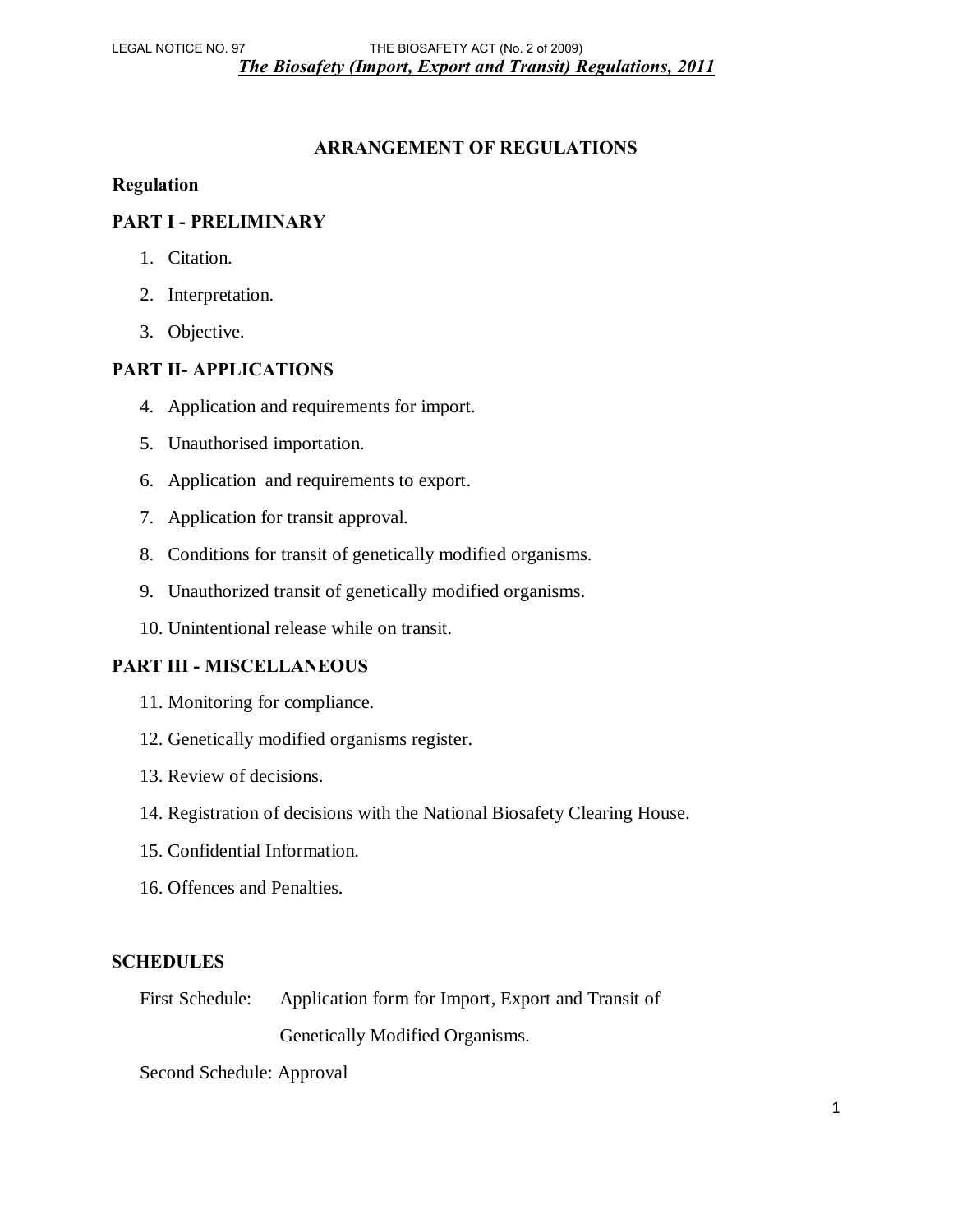LEGAL NOTICE NO. 97 THE BIOSAFETY ACT (No. 2 of 2009)

***The Biosafety (Import, Export and Transit) Regulations, 2011***

## ARRANGEMENT OF REGULATIONS

**Regulation**

### PART I - PRELIMINARY

1. Citation.
2. Interpretation.
3. Objective.

### PART II- APPLICATIONS

4. Application and requirements for import.
5. Unauthorised importation.
6. Application  and requirements to export.
7. Application for transit approval.
8. Conditions for transit of genetically modified organisms.
9. Unauthorized transit of genetically modified organisms.
10. Unintentional release while on transit.

### PART III - MISCELLANEOUS

11. Monitoring for compliance.
12. Genetically modified organisms register.
13. Review of decisions.
14. Registration of decisions with the National Biosafety Clearing House.
15. Confidential Information.
16. Offences and Penalties.

### SCHEDULES

First Schedule: Application form for Import, Export and Transit of Genetically Modified Organisms.

Second Schedule: Approval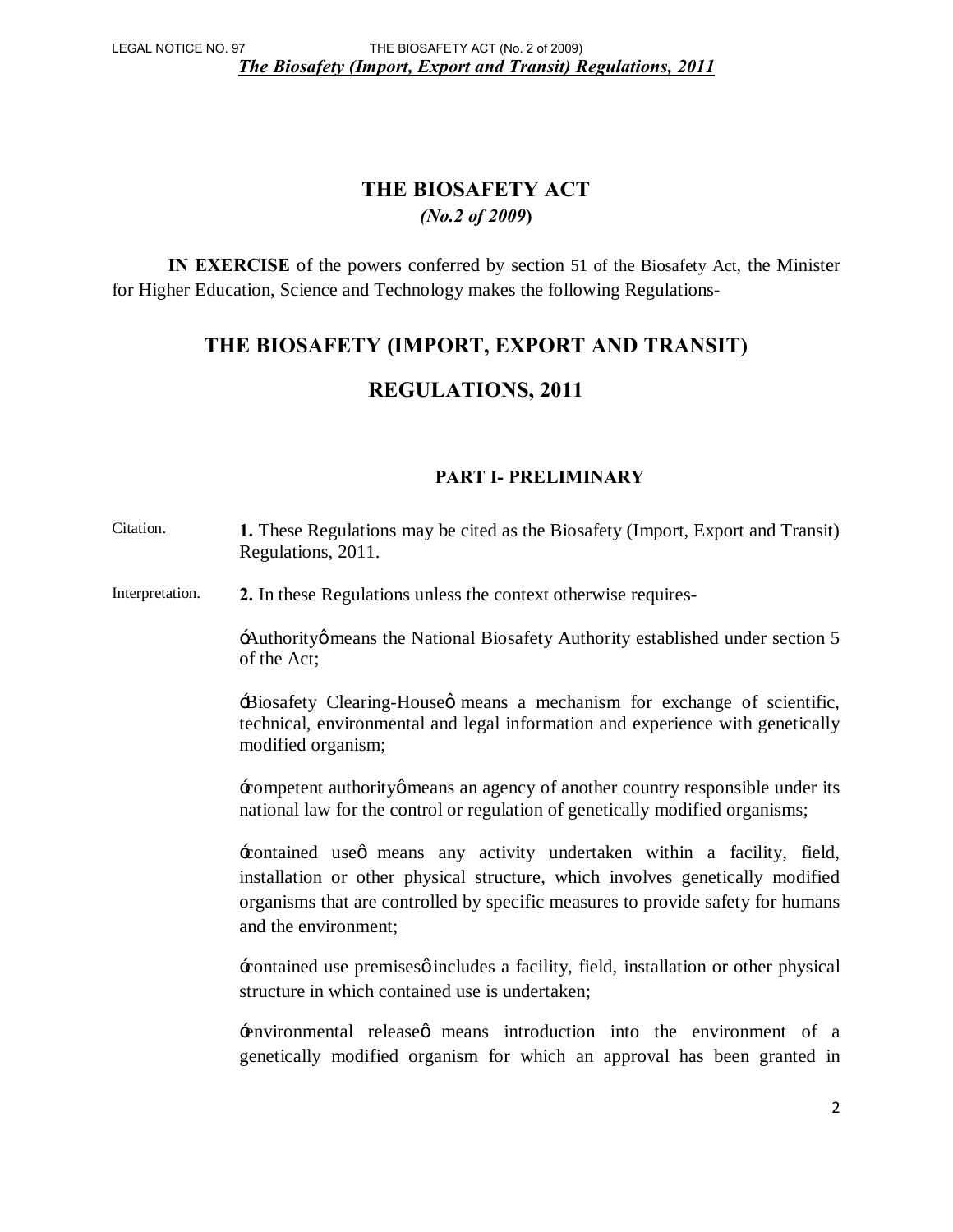# THE BIOSAFETY ACT

*(No.2 of 2009)*

**IN EXERCISE** of the powers conferred by section 51 of the Biosafety Act, the Minister for Higher Education, Science and Technology makes the following Regulations-

## THE BIOSAFETY (IMPORT, EXPORT AND TRANSIT) REGULATIONS, 2011

### PART I- PRELIMINARY

Citation.

**1.** These Regulations may be cited as the Biosafety (Import, Export and Transit) Regulations, 2011.

Interpretation.

**2.** In these Regulations unless the context otherwise requires-

"Authority" means the National Biosafety Authority established under section 5 of the Act;

"Biosafety Clearing-House" means a mechanism for exchange of scientific, technical, environmental and legal information and experience with genetically modified organism;

"competent authority" means an agency of another country responsible under its national law for the control or regulation of genetically modified organisms;

"contained use" means any activity undertaken within a facility, field, installation or other physical structure, which involves genetically modified organisms that are controlled by specific measures to provide safety for humans and the environment;

"contained use premises" includes a facility, field, installation or other physical structure in which contained use is undertaken;

"environmental release" means introduction into the environment of a genetically modified organism for which an approval has been granted in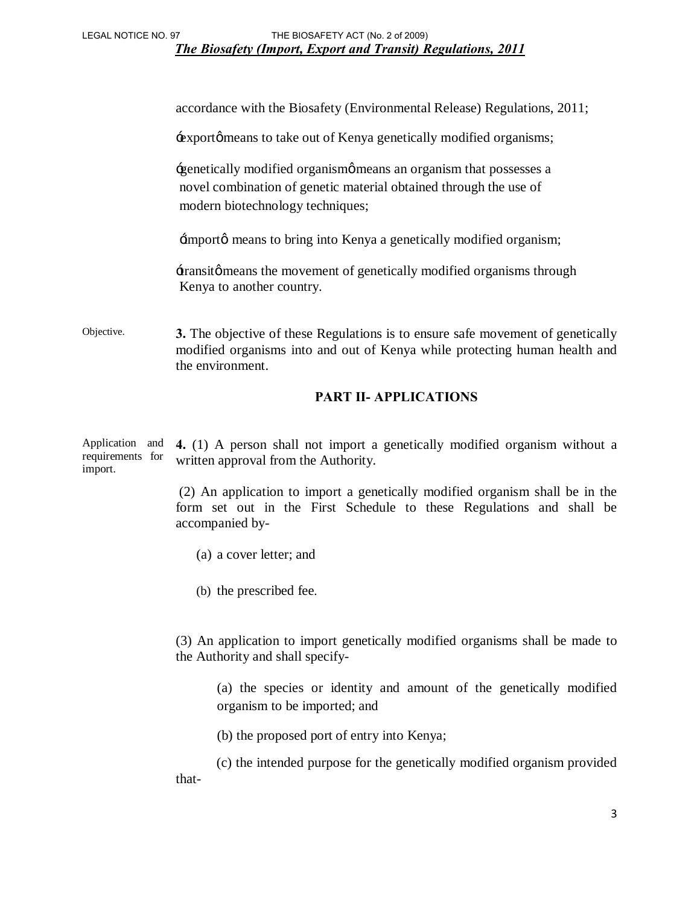accordance with the Biosafety (Environmental Release) Regulations, 2011;

ó exportö means to take out of Kenya genetically modified organisms;

ó genetically modified organismö means an organism that possesses a novel combination of genetic material obtained through the use of modern biotechnology techniques;

ó importö means to bring into Kenya a genetically modified organism;

ó transitö means the movement of genetically modified organisms through Kenya to another country.

Objective.

**3.** The objective of these Regulations is to ensure safe movement of genetically modified organisms into and out of Kenya while protecting human health and the environment.

## PART II- APPLICATIONS

Application and requirements for import.

**4.** (1) A person shall not import a genetically modified organism without a written approval from the Authority.

(2) An application to import a genetically modified organism shall be in the form set out in the First Schedule to these Regulations and shall be accompanied by-

(a) a cover letter; and

(b) the prescribed fee.

(3) An application to import genetically modified organisms shall be made to the Authority and shall specify-

(a) the species or identity and amount of the genetically modified organism to be imported; and

(b) the proposed port of entry into Kenya;

(c) the intended purpose for the genetically modified organism provided that-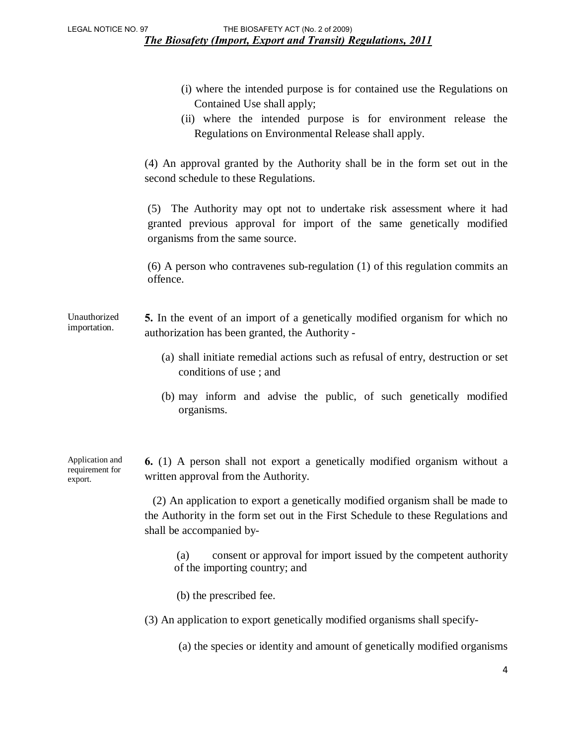(i) where the intended purpose is for contained use the Regulations on Contained Use shall apply;

(ii) where the intended purpose is for environment release the Regulations on Environmental Release shall apply.

(4) An approval granted by the Authority shall be in the form set out in the second schedule to these Regulations.

(5) The Authority may opt not to undertake risk assessment where it had granted previous approval for import of the same genetically modified organisms from the same source.

(6) A person who contravenes sub-regulation (1) of this regulation commits an offence.

Unauthorized importation.

**5.** In the event of an import of a genetically modified organism for which no authorization has been granted, the Authority -

(a) shall initiate remedial actions such as refusal of entry, destruction or set conditions of use ; and

(b) may inform and advise the public, of such genetically modified organisms.

Application and requirement for export.

**6.** (1) A person shall not export a genetically modified organism without a written approval from the Authority.

(2) An application to export a genetically modified organism shall be made to the Authority in the form set out in the First Schedule to these Regulations and shall be accompanied by-

(a) consent or approval for import issued by the competent authority of the importing country; and

(b) the prescribed fee.

(3) An application to export genetically modified organisms shall specify-

(a) the species or identity and amount of genetically modified organisms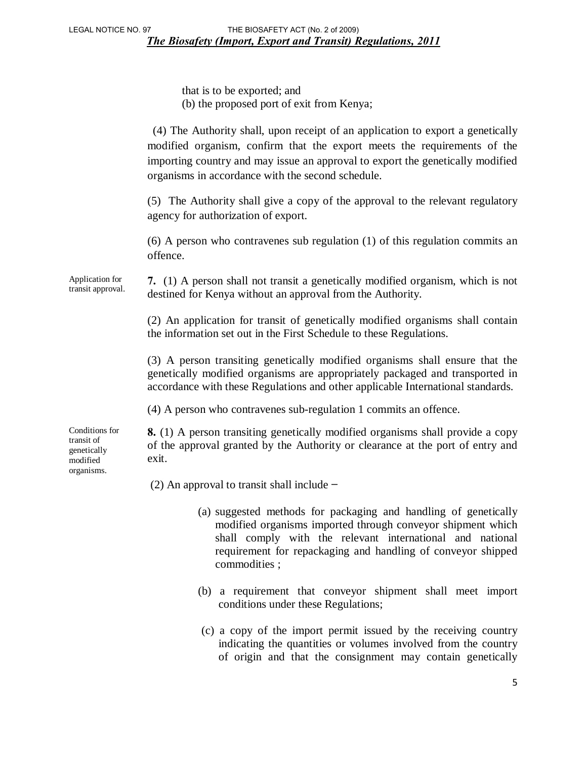that is to be exported; and

(b) the proposed port of exit from Kenya;

(4) The Authority shall, upon receipt of an application to export a genetically modified organism, confirm that the export meets the requirements of the importing country and may issue an approval to export the genetically modified organisms in accordance with the second schedule.

(5) The Authority shall give a copy of the approval to the relevant regulatory agency for authorization of export.

(6) A person who contravenes sub regulation (1) of this regulation commits an offence.

*Application for transit approval.*

**7.** (1) A person shall not transit a genetically modified organism, which is not destined for Kenya without an approval from the Authority.

(2) An application for transit of genetically modified organisms shall contain the information set out in the First Schedule to these Regulations.

(3) A person transiting genetically modified organisms shall ensure that the genetically modified organisms are appropriately packaged and transported in accordance with these Regulations and other applicable International standards.

(4) A person who contravenes sub-regulation 1 commits an offence.

*Conditions for transit of genetically modified organisms.*

**8.** (1) A person transiting genetically modified organisms shall provide a copy of the approval granted by the Authority or clearance at the port of entry and exit.

(2) An approval to transit shall include –

(a) suggested methods for packaging and handling of genetically modified organisms imported through conveyor shipment which shall comply with the relevant international and national requirement for repackaging and handling of conveyor shipped commodities ;

(b) a requirement that conveyor shipment shall meet import conditions under these Regulations;

(c) a copy of the import permit issued by the receiving country indicating the quantities or volumes involved from the country of origin and that the consignment may contain genetically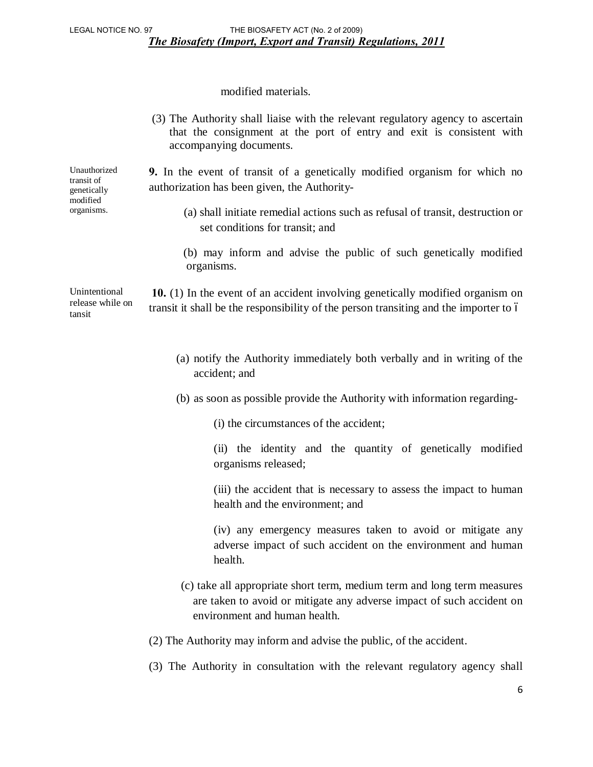modified materials.

(3) The Authority shall liaise with the relevant regulatory agency to ascertain that the consignment at the port of entry and exit is consistent with accompanying documents.

Unauthorized transit of genetically modified organisms.

**9.** In the event of transit of a genetically modified organism for which no authorization has been given, the Authority-

(a) shall initiate remedial actions such as refusal of transit, destruction or set conditions for transit; and

(b) may inform and advise the public of such genetically modified organisms.

Unintentional release while on tansit

**10.** (1) In the event of an accident involving genetically modified organism on transit it shall be the responsibility of the person transiting and the importer to ó

(a) notify the Authority immediately both verbally and in writing of the accident; and

(b) as soon as possible provide the Authority with information regarding-

(i) the circumstances of the accident;

(ii) the identity and the quantity of genetically modified organisms released;

(iii) the accident that is necessary to assess the impact to human health and the environment; and

(iv) any emergency measures taken to avoid or mitigate any adverse impact of such accident on the environment and human health.

(c) take all appropriate short term, medium term and long term measures are taken to avoid or mitigate any adverse impact of such accident on environment and human health.

(2) The Authority may inform and advise the public, of the accident.

(3) The Authority in consultation with the relevant regulatory agency shall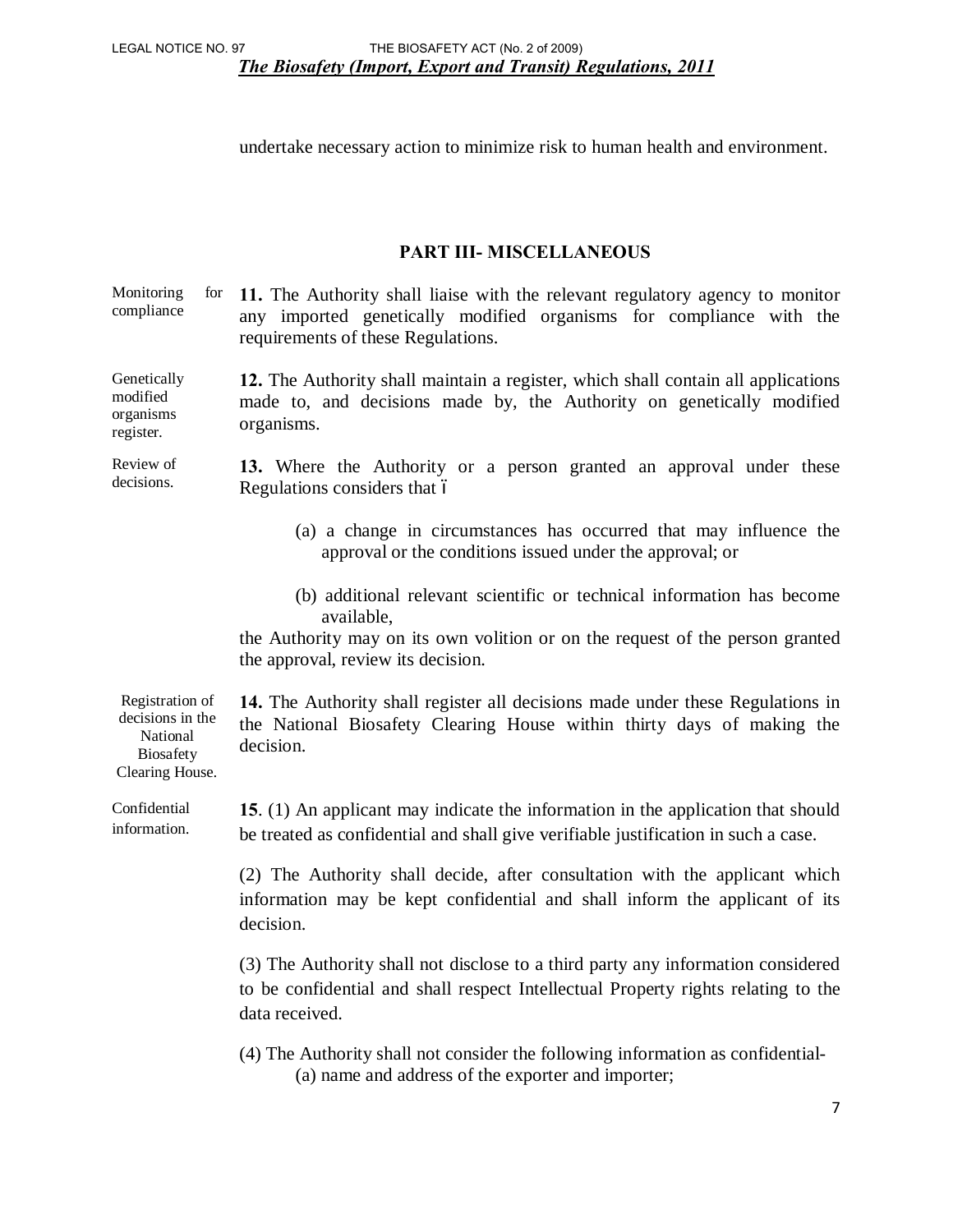undertake necessary action to minimize risk to human health and environment.

## PART III- MISCELLANEOUS

Monitoring for compliance

**11.** The Authority shall liaise with the relevant regulatory agency to monitor any imported genetically modified organisms for compliance with the requirements of these Regulations.

Genetically modified organisms register.

**12.** The Authority shall maintain a register, which shall contain all applications made to, and decisions made by, the Authority on genetically modified organisms.

Review of decisions.

**13.** Where the Authority or a person granted an approval under these Regulations considers that ï

(a) a change in circumstances has occurred that may influence the approval or the conditions issued under the approval; or

(b) additional relevant scientific or technical information has become available,

the Authority may on its own volition or on the request of the person granted the approval, review its decision.

Registration of decisions in the National Biosafety Clearing House.

**14.** The Authority shall register all decisions made under these Regulations in the National Biosafety Clearing House within thirty days of making the decision.

Confidential information.

**15**. (1) An applicant may indicate the information in the application that should be treated as confidential and shall give verifiable justification in such a case.

(2) The Authority shall decide, after consultation with the applicant which information may be kept confidential and shall inform the applicant of its decision.

(3) The Authority shall not disclose to a third party any information considered to be confidential and shall respect Intellectual Property rights relating to the data received.

(4) The Authority shall not consider the following information as confidential-

(a) name and address of the exporter and importer;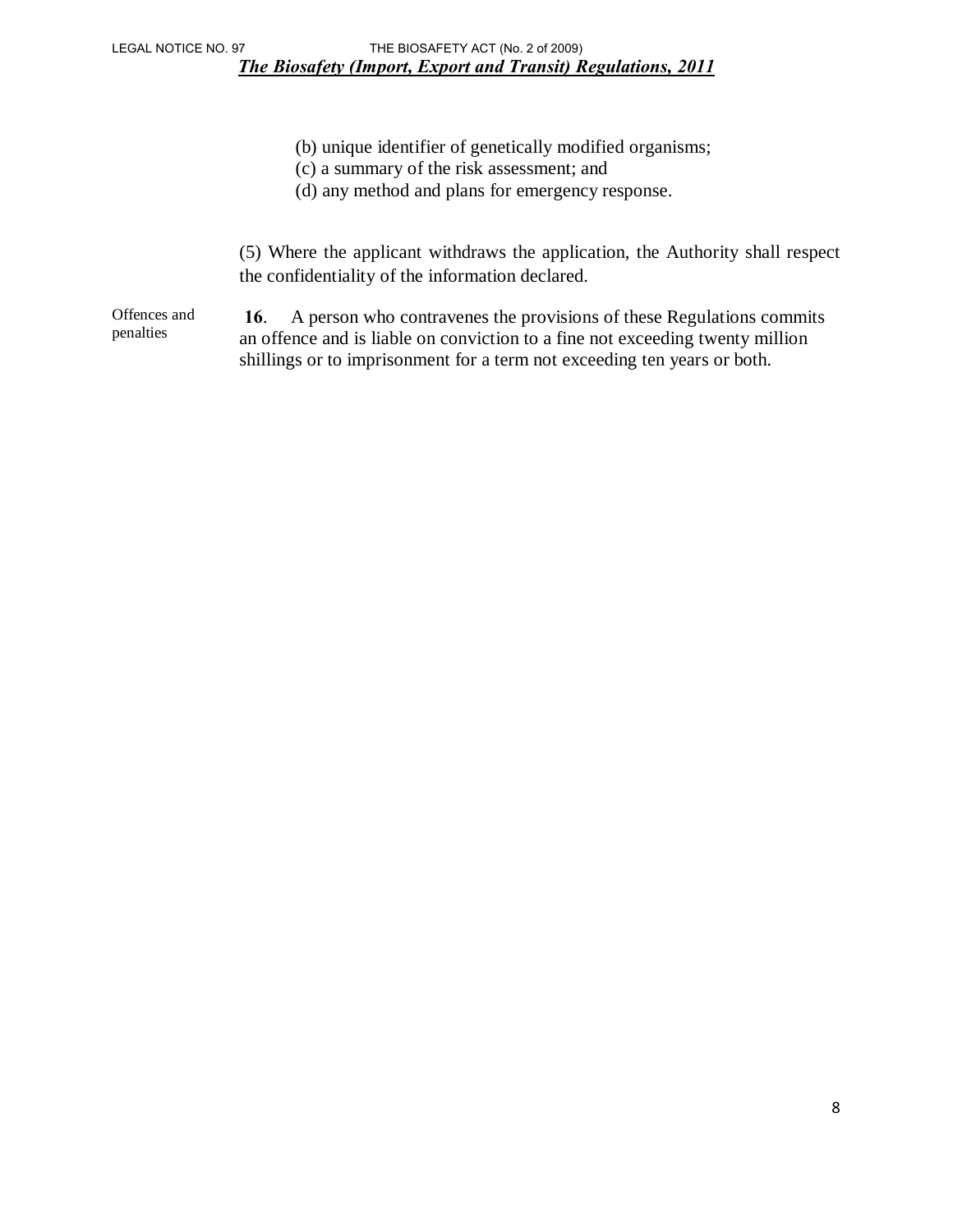(b) unique identifier of genetically modified organisms;
(c) a summary of the risk assessment; and
(d) any method and plans for emergency response.

(5) Where the applicant withdraws the application, the Authority shall respect the confidentiality of the information declared.

Offences and penalties

**16**. A person who contravenes the provisions of these Regulations commits an offence and is liable on conviction to a fine not exceeding twenty million shillings or to imprisonment for a term not exceeding ten years or both.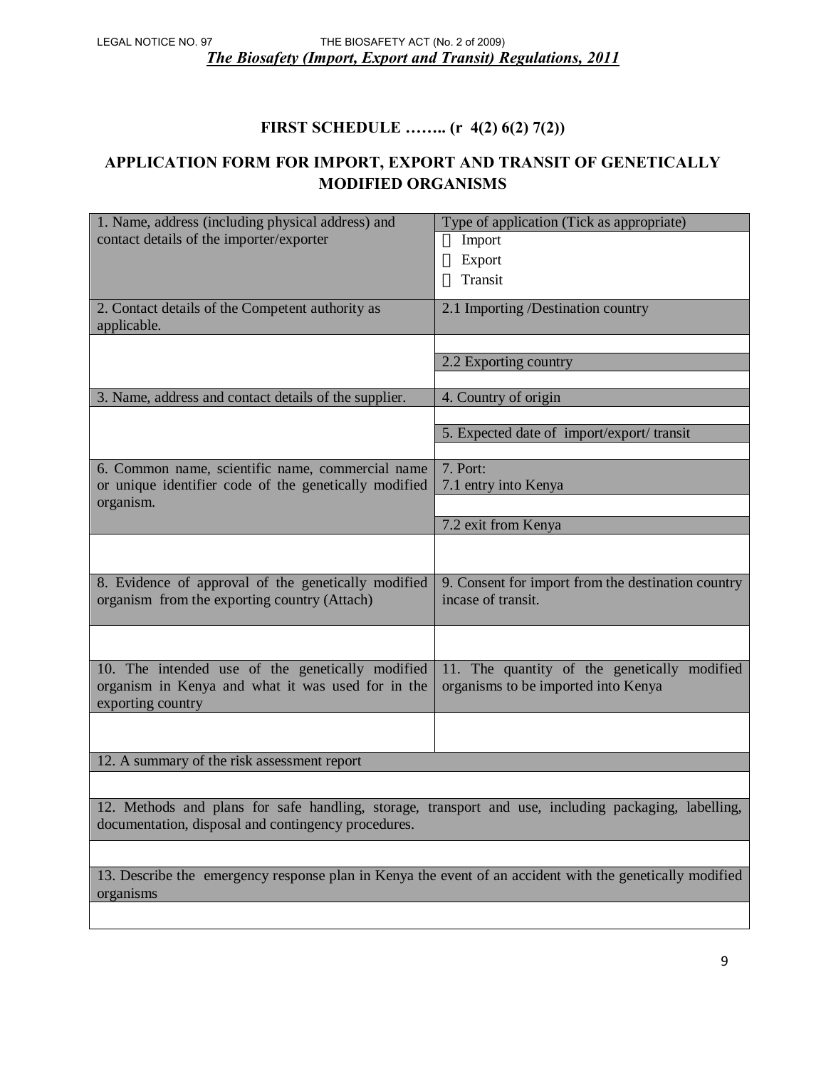# FIRST SCHEDULE …….. (r 4(2) 6(2) 7(2))

## APPLICATION FORM FOR IMPORT, EXPORT AND TRANSIT OF GENETICALLY MODIFIED ORGANISMS

| 1. Name, address (including physical address) and contact details of the importer/exporter | Type of application (Tick as appropriate)<br>☐ Import<br>☐ Export<br>☐ Transit |
|---|---|
| 2. Contact details of the Competent authority as applicable. | 2.1 Importing /Destination country |
| | |
| | 2.2 Exporting country |
| | |
| 3. Name, address and contact details of the supplier. | 4. Country of origin |
| | |
| | 5. Expected date of import/export/ transit |
| | |
| 6. Common name, scientific name, commercial name or unique identifier code of the genetically modified organism. | 7. Port:<br>7.1 entry into Kenya |
| | |
| | 7.2 exit from Kenya |
| | |
| 8. Evidence of approval of the genetically modified organism from the exporting country (Attach) | 9. Consent for import from the destination country incase of transit. |
| | |
| 10. The intended use of the genetically modified organism in Kenya and what it was used for in the exporting country | 11. The quantity of the genetically modified organisms to be imported into Kenya |
| | |
| 12. A summary of the risk assessment report | |
| | |
| 12. Methods and plans for safe handling, storage, transport and use, including packaging, labelling, documentation, disposal and contingency procedures. | |
| | |
| 13. Describe the emergency response plan in Kenya the event of an accident with the genetically modified organisms | |
| | |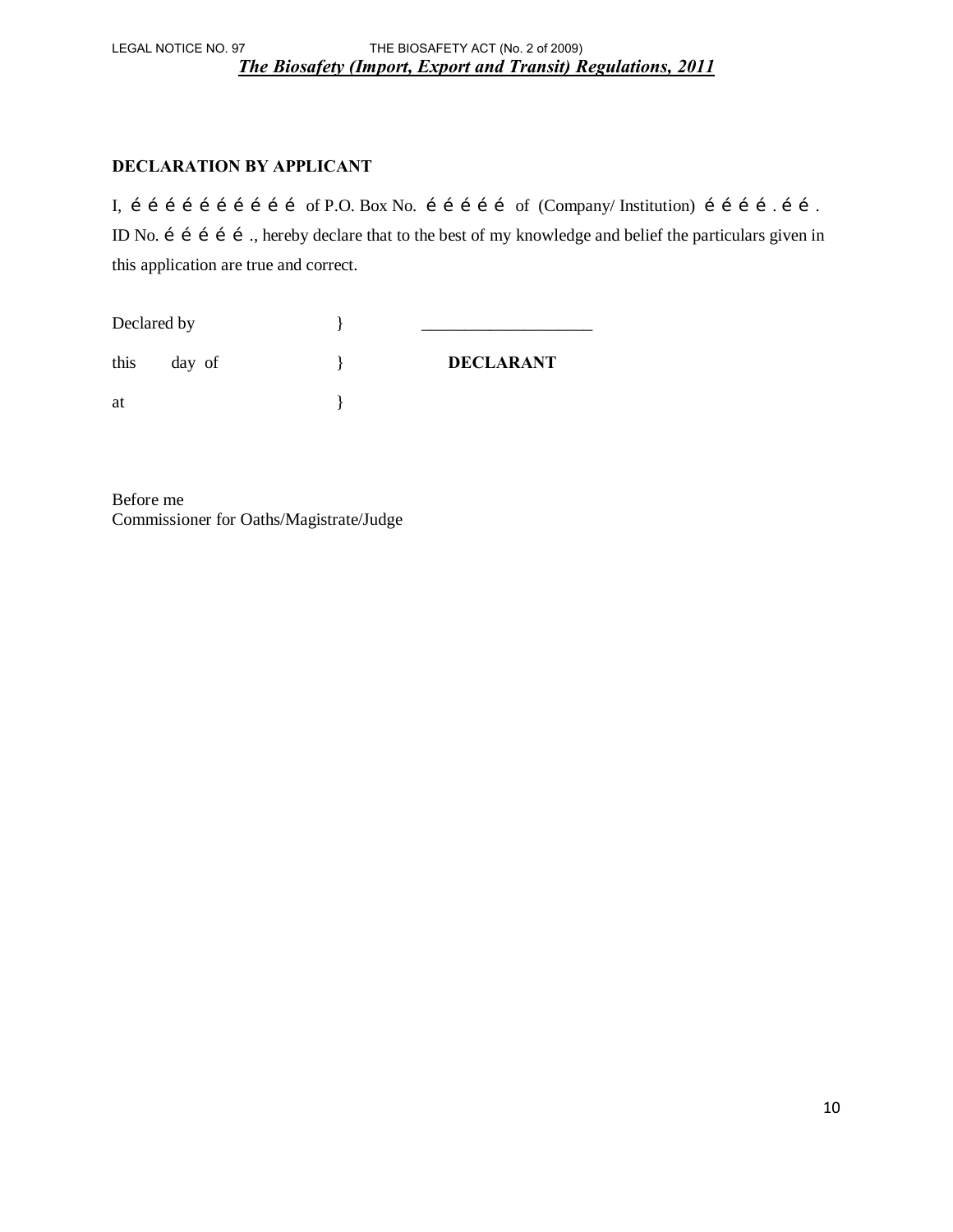## DECLARATION BY APPLICANT

I, é é é é é é é é é é of P.O. Box No. é é é é é of (Company/ Institution) é é é é . é é . ID No. é é é é é ., hereby declare that to the best of my knowledge and belief the particulars given in this application are true and correct.

Declared by } ____________________

this day of } **DECLARANT**

at }

Before me
Commissioner for Oaths/Magistrate/Judge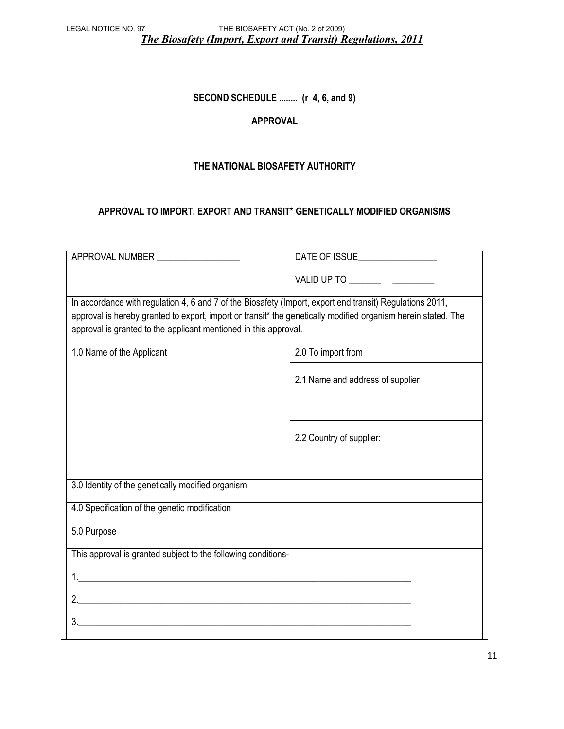## SECOND SCHEDULE ........ (r 4, 6, and 9)

## APPROVAL

## THE NATIONAL BIOSAFETY AUTHORITY

## APPROVAL TO IMPORT, EXPORT AND TRANSIT* GENETICALLY MODIFIED ORGANISMS

| APPROVAL NUMBER __________________ | DATE OF ISSUE_________________<br><br>VALID UP TO _______ _________ |
|---|---|
| In accordance with regulation 4, 6 and 7 of the Biosafety (Import, export end transit) Regulations 2011, approval is hereby granted to export, import or transit* the genetically modified organism herein stated. The approval is granted to the applicant mentioned in this approval. | |
| 1.0 Name of the Applicant | 2.0 To import from |
| | 2.1 Name and address of supplier |
| | 2.2 Country of supplier: |
| 3.0 Identity of the genetically modified organism | |
| 4.0 Specification of the genetic modification | |
| 5.0 Purpose | |
| This approval is granted subject to the following conditions-<br><br>1.___________________________________________________________________________<br><br>2.___________________________________________________________________________<br><br>3.___________________________________________________________________________ | |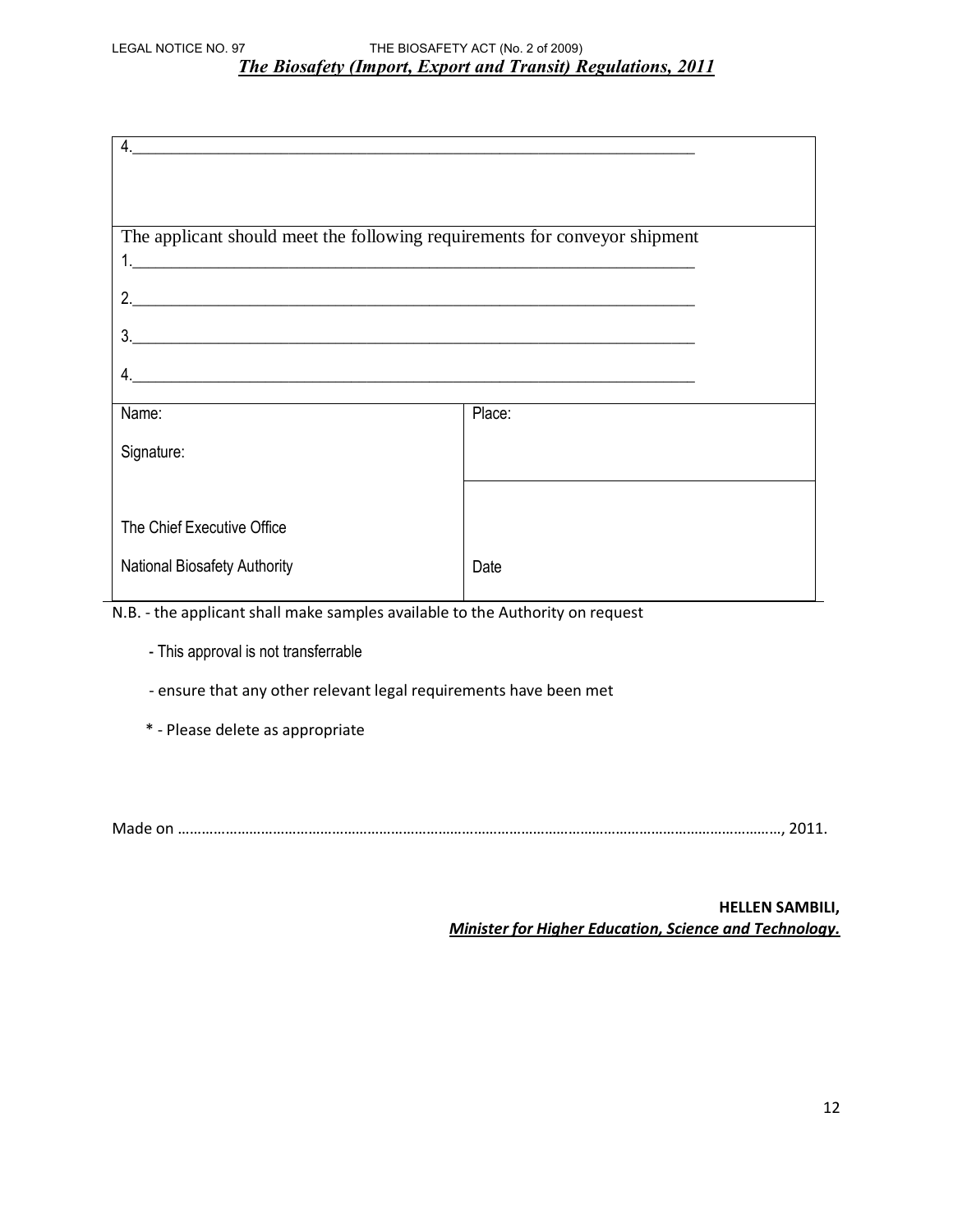| | |
|---|---|
| 4.________________________________________________________________________ | |
| The applicant should meet the following requirements for conveyor shipment<br>1.________________________________________________________________________<br>2.________________________________________________________________________<br>3.________________________________________________________________________<br>4.________________________________________________________________________ | |
| Name:<br><br>Signature: | Place: |
| The Chief Executive Office<br><br>National Biosafety Authority | Date |

N.B. - the applicant shall make samples available to the Authority on request

- This approval is not transferrable

- ensure that any other relevant legal requirements have been met

\* - Please delete as appropriate

Made on ……………………………………………………………………………………………………………………………………, 2011.

**HELLEN SAMBILI,**
***Minister for Higher Education, Science and Technology.***